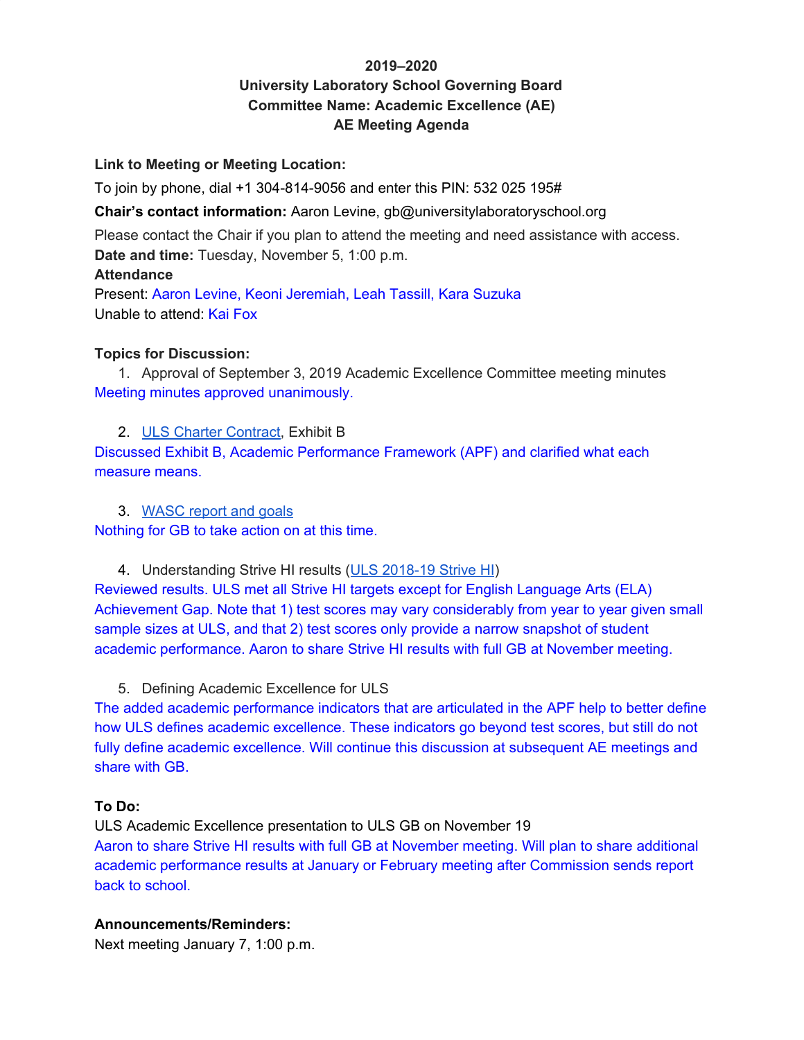**2019–2020**
**University Laboratory School Governing Board**
**Committee Name: Academic Excellence (AE)**
**AE Meeting Agenda**

**Link to Meeting or Meeting Location:**

To join by phone, dial +1 304-814-9056 and enter this PIN: 532 025 195#

**Chair's contact information:** Aaron Levine, gb@universitylaboratoryschool.org

Please contact the Chair if you plan to attend the meeting and need assistance with access.
**Date and time:** Tuesday, November 5, 1:00 p.m.
**Attendance**
Present: Aaron Levine, Keoni Jeremiah, Leah Tassill, Kara Suzuka
Unable to attend: Kai Fox

**Topics for Discussion:**

1. Approval of September 3, 2019 Academic Excellence Committee meeting minutes

Meeting minutes approved unanimously.

2. ULS Charter Contract, Exhibit B

Discussed Exhibit B, Academic Performance Framework (APF) and clarified what each measure means.

3. WASC report and goals

Nothing for GB to take action on at this time.

4. Understanding Strive HI results (ULS 2018-19 Strive HI)

Reviewed results. ULS met all Strive HI targets except for English Language Arts (ELA) Achievement Gap. Note that 1) test scores may vary considerably from year to year given small sample sizes at ULS, and that 2) test scores only provide a narrow snapshot of student academic performance. Aaron to share Strive HI results with full GB at November meeting.

5. Defining Academic Excellence for ULS

The added academic performance indicators that are articulated in the APF help to better define how ULS defines academic excellence. These indicators go beyond test scores, but still do not fully define academic excellence. Will continue this discussion at subsequent AE meetings and share with GB.

**To Do:**

ULS Academic Excellence presentation to ULS GB on November 19
Aaron to share Strive HI results with full GB at November meeting. Will plan to share additional academic performance results at January or February meeting after Commission sends report back to school.

**Announcements/Reminders:**

Next meeting January 7, 1:00 p.m.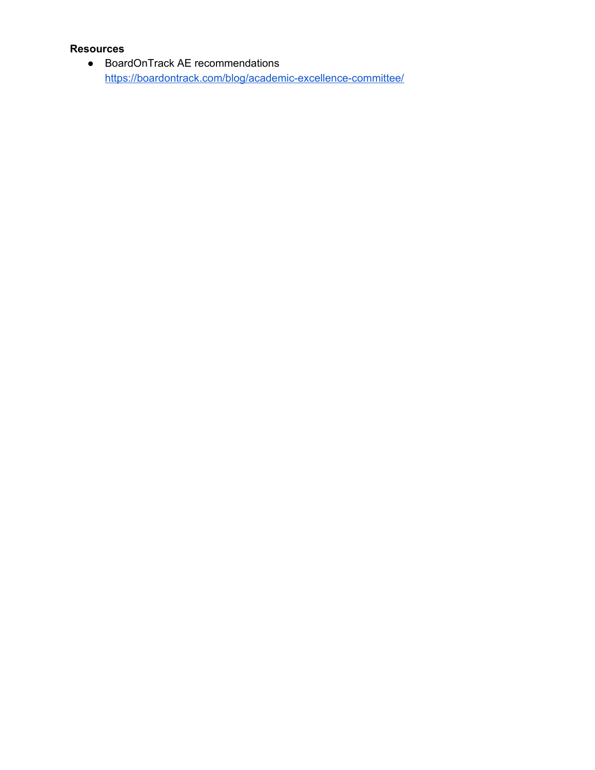**Resources**

- BoardOnTrack AE recommendations
  https://boardontrack.com/blog/academic-excellence-committee/